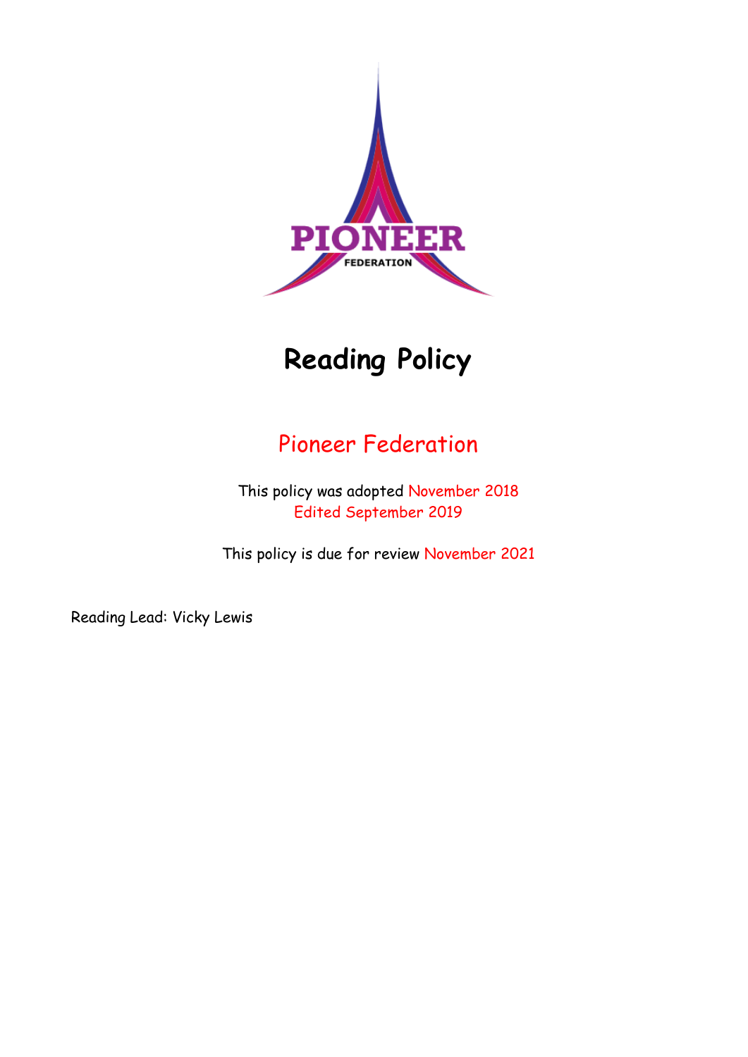# Reading Policy

## Pioneer Federation

This policy was adopted November 2018
Edited September 2019

This policy is due for review November 2021

Reading Lead: Vicky Lewis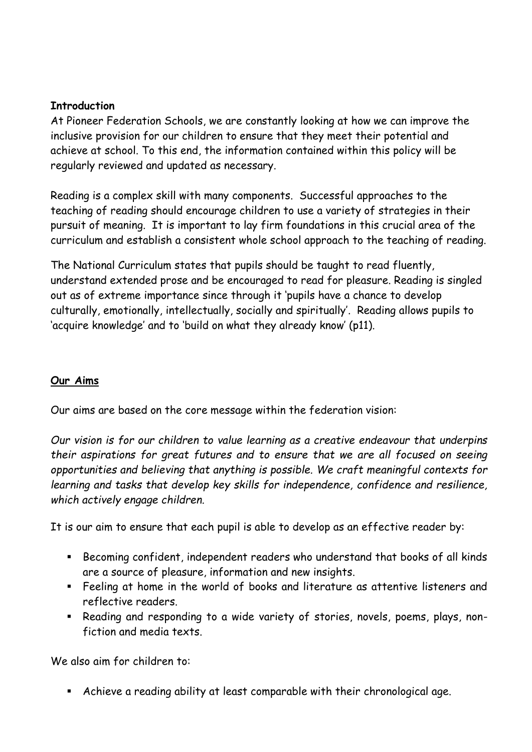**Introduction**

At Pioneer Federation Schools, we are constantly looking at how we can improve the inclusive provision for our children to ensure that they meet their potential and achieve at school. To this end, the information contained within this policy will be regularly reviewed and updated as necessary.

Reading is a complex skill with many components. Successful approaches to the teaching of reading should encourage children to use a variety of strategies in their pursuit of meaning. It is important to lay firm foundations in this crucial area of the curriculum and establish a consistent whole school approach to the teaching of reading.

The National Curriculum states that pupils should be taught to read fluently, understand extended prose and be encouraged to read for pleasure. Reading is singled out as of extreme importance since through it 'pupils have a chance to develop culturally, emotionally, intellectually, socially and spiritually'. Reading allows pupils to 'acquire knowledge' and to 'build on what they already know' (p11).

## Our Aims

Our aims are based on the core message within the federation vision:

*Our vision is for our children to value learning as a creative endeavour that underpins their aspirations for great futures and to ensure that we are all focused on seeing opportunities and believing that anything is possible. We craft meaningful contexts for learning and tasks that develop key skills for independence, confidence and resilience, which actively engage children.*

It is our aim to ensure that each pupil is able to develop as an effective reader by:

- Becoming confident, independent readers who understand that books of all kinds are a source of pleasure, information and new insights.
- Feeling at home in the world of books and literature as attentive listeners and reflective readers.
- Reading and responding to a wide variety of stories, novels, poems, plays, non-fiction and media texts.

We also aim for children to:

- Achieve a reading ability at least comparable with their chronological age.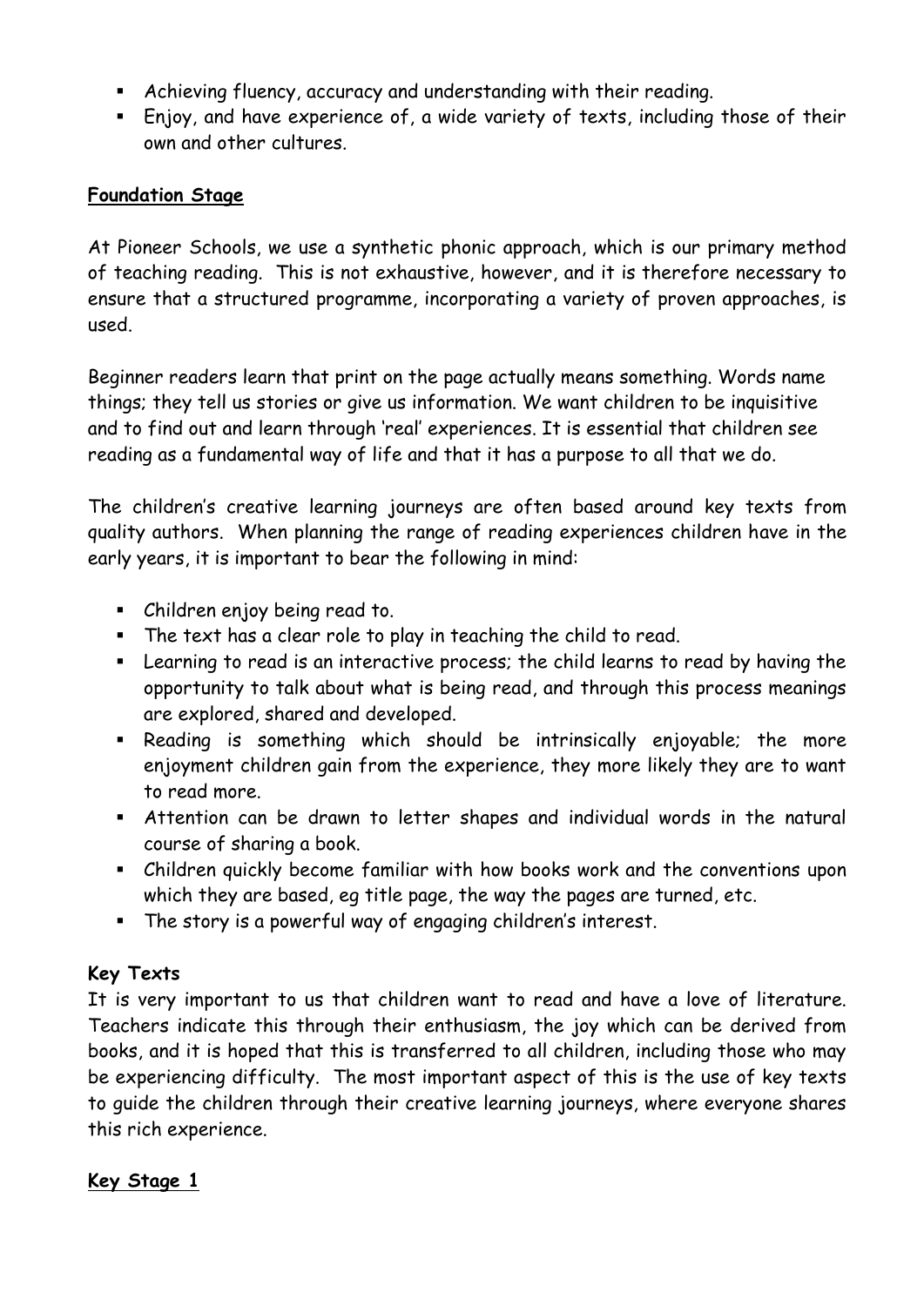- Achieving fluency, accuracy and understanding with their reading.
- Enjoy, and have experience of, a wide variety of texts, including those of their own and other cultures.

## Foundation Stage

At Pioneer Schools, we use a synthetic phonic approach, which is our primary method of teaching reading. This is not exhaustive, however, and it is therefore necessary to ensure that a structured programme, incorporating a variety of proven approaches, is used.

Beginner readers learn that print on the page actually means something. Words name things; they tell us stories or give us information. We want children to be inquisitive and to find out and learn through 'real' experiences. It is essential that children see reading as a fundamental way of life and that it has a purpose to all that we do.

The children's creative learning journeys are often based around key texts from quality authors. When planning the range of reading experiences children have in the early years, it is important to bear the following in mind:

- Children enjoy being read to.
- The text has a clear role to play in teaching the child to read.
- Learning to read is an interactive process; the child learns to read by having the opportunity to talk about what is being read, and through this process meanings are explored, shared and developed.
- Reading is something which should be intrinsically enjoyable; the more enjoyment children gain from the experience, they more likely they are to want to read more.
- Attention can be drawn to letter shapes and individual words in the natural course of sharing a book.
- Children quickly become familiar with how books work and the conventions upon which they are based, eg title page, the way the pages are turned, etc.
- The story is a powerful way of engaging children's interest.

### Key Texts

It is very important to us that children want to read and have a love of literature. Teachers indicate this through their enthusiasm, the joy which can be derived from books, and it is hoped that this is transferred to all children, including those who may be experiencing difficulty. The most important aspect of this is the use of key texts to guide the children through their creative learning journeys, where everyone shares this rich experience.

## Key Stage 1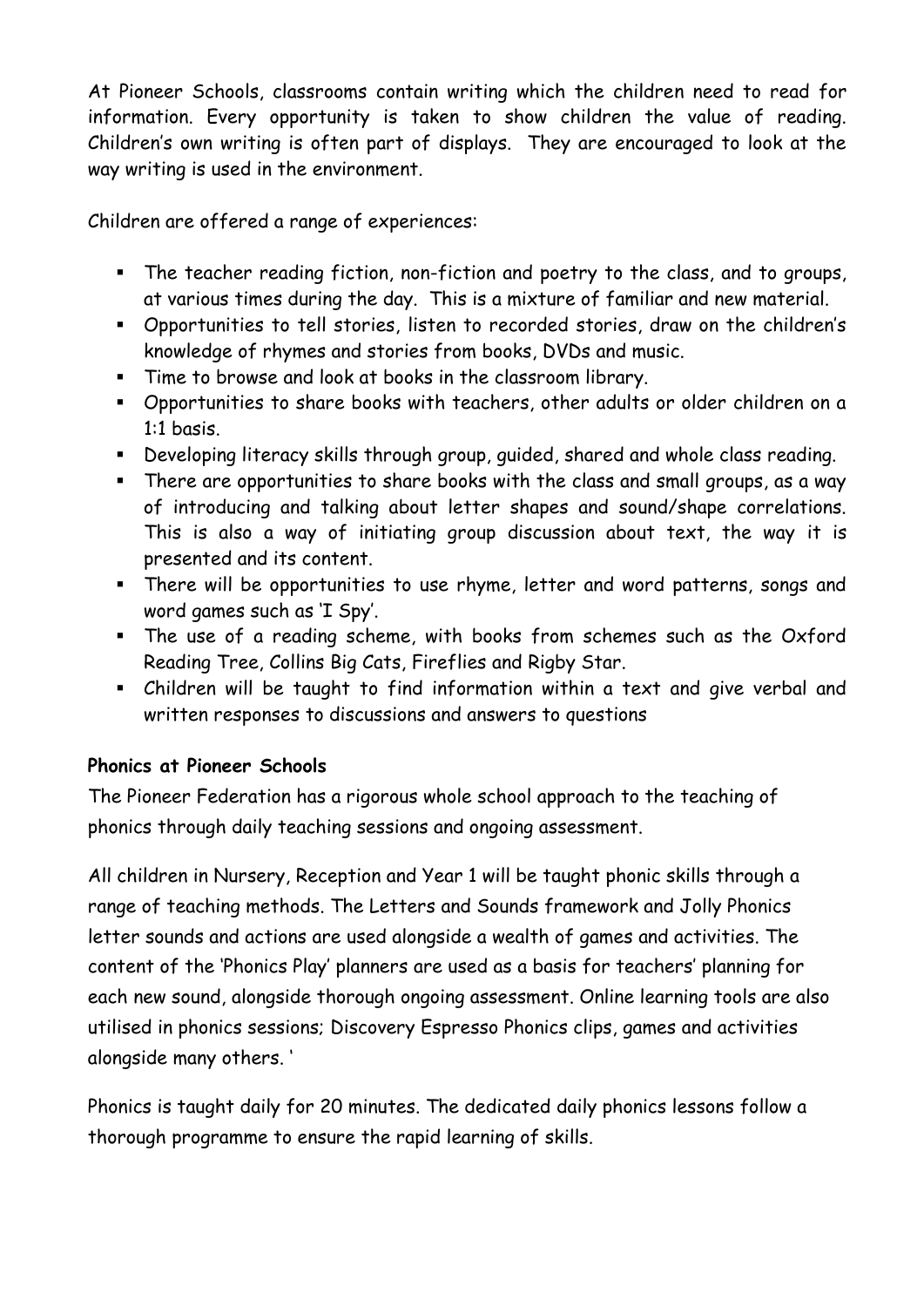At Pioneer Schools, classrooms contain writing which the children need to read for information. Every opportunity is taken to show children the value of reading. Children's own writing is often part of displays. They are encouraged to look at the way writing is used in the environment.

Children are offered a range of experiences:

- The teacher reading fiction, non-fiction and poetry to the class, and to groups, at various times during the day. This is a mixture of familiar and new material.
- Opportunities to tell stories, listen to recorded stories, draw on the children's knowledge of rhymes and stories from books, DVDs and music.
- Time to browse and look at books in the classroom library.
- Opportunities to share books with teachers, other adults or older children on a 1:1 basis.
- Developing literacy skills through group, guided, shared and whole class reading.
- There are opportunities to share books with the class and small groups, as a way of introducing and talking about letter shapes and sound/shape correlations. This is also a way of initiating group discussion about text, the way it is presented and its content.
- There will be opportunities to use rhyme, letter and word patterns, songs and word games such as 'I Spy'.
- The use of a reading scheme, with books from schemes such as the Oxford Reading Tree, Collins Big Cats, Fireflies and Rigby Star.
- Children will be taught to find information within a text and give verbal and written responses to discussions and answers to questions

**Phonics at Pioneer Schools**

The Pioneer Federation has a rigorous whole school approach to the teaching of phonics through daily teaching sessions and ongoing assessment.

All children in Nursery, Reception and Year 1 will be taught phonic skills through a range of teaching methods. The Letters and Sounds framework and Jolly Phonics letter sounds and actions are used alongside a wealth of games and activities. The content of the 'Phonics Play' planners are used as a basis for teachers' planning for each new sound, alongside thorough ongoing assessment. Online learning tools are also utilised in phonics sessions; Discovery Espresso Phonics clips, games and activities alongside many others. '

Phonics is taught daily for 20 minutes. The dedicated daily phonics lessons follow a thorough programme to ensure the rapid learning of skills.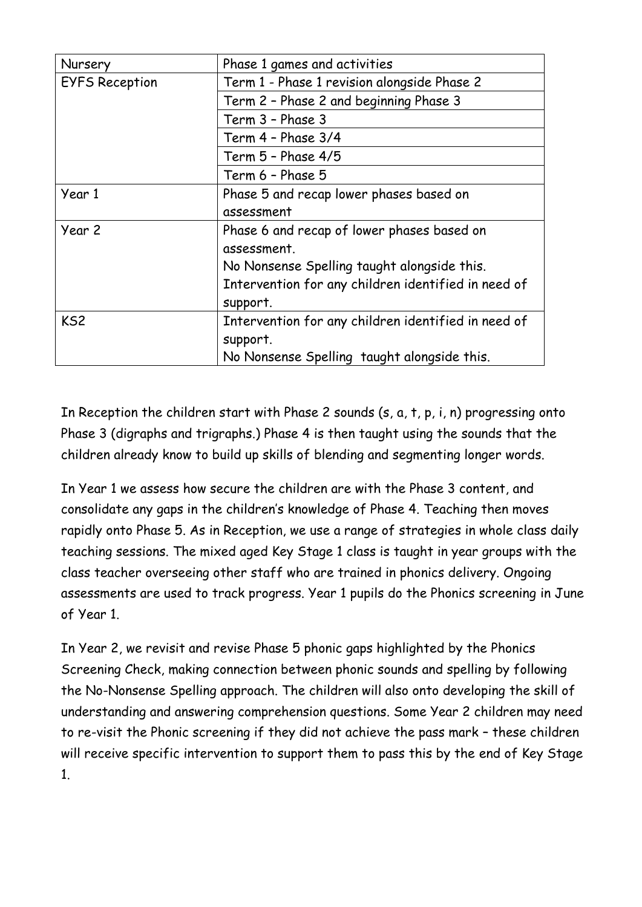| Nursery | Phase 1 games and activities |
| --- | --- |
| EYFS Reception | Term 1 - Phase 1 revision alongside Phase 2 |
| | Term 2 – Phase 2 and beginning Phase 3 |
| | Term 3 – Phase 3 |
| | Term 4 – Phase 3/4 |
| | Term 5 – Phase 4/5 |
| | Term 6 – Phase 5 |
| Year 1 | Phase 5 and recap lower phases based on assessment |
| Year 2 | Phase 6 and recap of lower phases based on assessment.<br>No Nonsense Spelling taught alongside this.<br>Intervention for any children identified in need of support. |
| KS2 | Intervention for any children identified in need of support.<br>No Nonsense Spelling taught alongside this. |

In Reception the children start with Phase 2 sounds (s, a, t, p, i, n) progressing onto Phase 3 (digraphs and trigraphs.) Phase 4 is then taught using the sounds that the children already know to build up skills of blending and segmenting longer words.

In Year 1 we assess how secure the children are with the Phase 3 content, and consolidate any gaps in the children's knowledge of Phase 4. Teaching then moves rapidly onto Phase 5. As in Reception, we use a range of strategies in whole class daily teaching sessions. The mixed aged Key Stage 1 class is taught in year groups with the class teacher overseeing other staff who are trained in phonics delivery. Ongoing assessments are used to track progress. Year 1 pupils do the Phonics screening in June of Year 1.

In Year 2, we revisit and revise Phase 5 phonic gaps highlighted by the Phonics Screening Check, making connection between phonic sounds and spelling by following the No-Nonsense Spelling approach. The children will also onto developing the skill of understanding and answering comprehension questions. Some Year 2 children may need to re-visit the Phonic screening if they did not achieve the pass mark – these children will receive specific intervention to support them to pass this by the end of Key Stage 1.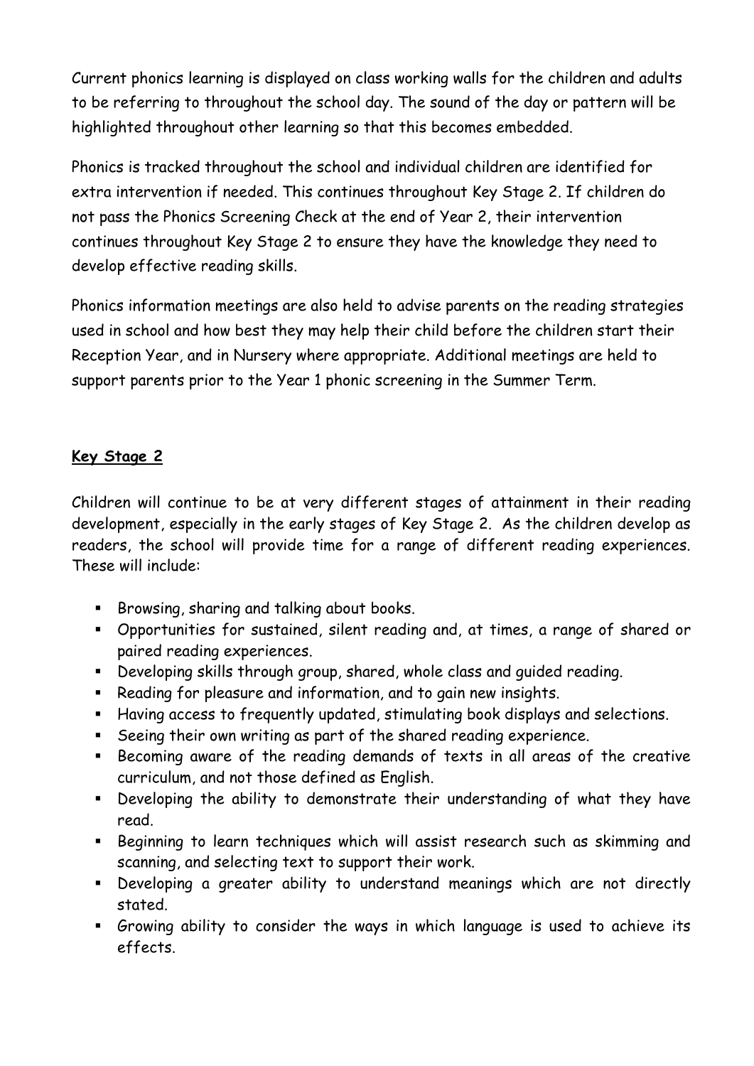Current phonics learning is displayed on class working walls for the children and adults to be referring to throughout the school day. The sound of the day or pattern will be highlighted throughout other learning so that this becomes embedded.

Phonics is tracked throughout the school and individual children are identified for extra intervention if needed. This continues throughout Key Stage 2. If children do not pass the Phonics Screening Check at the end of Year 2, their intervention continues throughout Key Stage 2 to ensure they have the knowledge they need to develop effective reading skills.

Phonics information meetings are also held to advise parents on the reading strategies used in school and how best they may help their child before the children start their Reception Year, and in Nursery where appropriate. Additional meetings are held to support parents prior to the Year 1 phonic screening in the Summer Term.

## Key Stage 2

Children will continue to be at very different stages of attainment in their reading development, especially in the early stages of Key Stage 2. As the children develop as readers, the school will provide time for a range of different reading experiences. These will include:

- Browsing, sharing and talking about books.
- Opportunities for sustained, silent reading and, at times, a range of shared or paired reading experiences.
- Developing skills through group, shared, whole class and guided reading.
- Reading for pleasure and information, and to gain new insights.
- Having access to frequently updated, stimulating book displays and selections.
- Seeing their own writing as part of the shared reading experience.
- Becoming aware of the reading demands of texts in all areas of the creative curriculum, and not those defined as English.
- Developing the ability to demonstrate their understanding of what they have read.
- Beginning to learn techniques which will assist research such as skimming and scanning, and selecting text to support their work.
- Developing a greater ability to understand meanings which are not directly stated.
- Growing ability to consider the ways in which language is used to achieve its effects.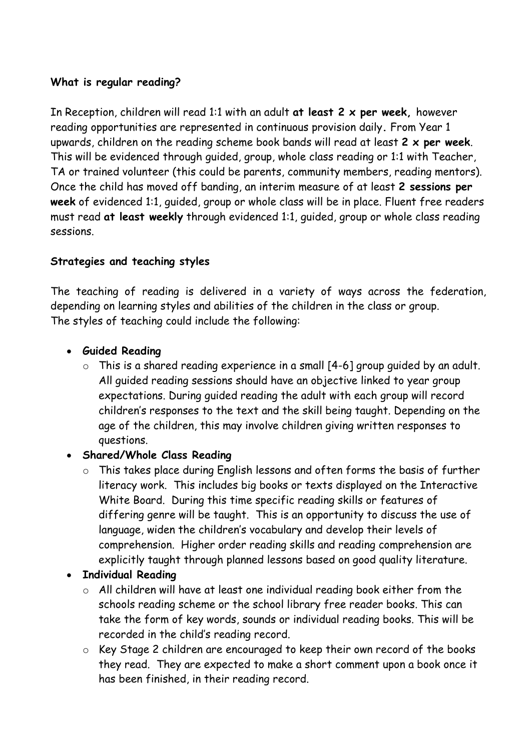**What is regular reading?**

In Reception, children will read 1:1 with an adult **at least 2 x per week,** however reading opportunities are represented in continuous provision daily**.** From Year 1 upwards, children on the reading scheme book bands will read at least **2 x per week**. This will be evidenced through guided, group, whole class reading or 1:1 with Teacher, TA or trained volunteer (this could be parents, community members, reading mentors). Once the child has moved off banding, an interim measure of at least **2 sessions per week** of evidenced 1:1, guided, group or whole class will be in place. Fluent free readers must read **at least weekly** through evidenced 1:1, guided, group or whole class reading sessions.

**Strategies and teaching styles**

The teaching of reading is delivered in a variety of ways across the federation, depending on learning styles and abilities of the children in the class or group.
The styles of teaching could include the following:

- **Guided Reading**
    - This is a shared reading experience in a small [4-6] group guided by an adult. All guided reading sessions should have an objective linked to year group expectations. During guided reading the adult with each group will record children's responses to the text and the skill being taught. Depending on the age of the children, this may involve children giving written responses to questions.
- **Shared/Whole Class Reading**
    - This takes place during English lessons and often forms the basis of further literacy work. This includes big books or texts displayed on the Interactive White Board. During this time specific reading skills or features of differing genre will be taught. This is an opportunity to discuss the use of language, widen the children's vocabulary and develop their levels of comprehension. Higher order reading skills and reading comprehension are explicitly taught through planned lessons based on good quality literature.
- **Individual Reading**
    - All children will have at least one individual reading book either from the schools reading scheme or the school library free reader books. This can take the form of key words, sounds or individual reading books. This will be recorded in the child's reading record.
    - Key Stage 2 children are encouraged to keep their own record of the books they read. They are expected to make a short comment upon a book once it has been finished, in their reading record.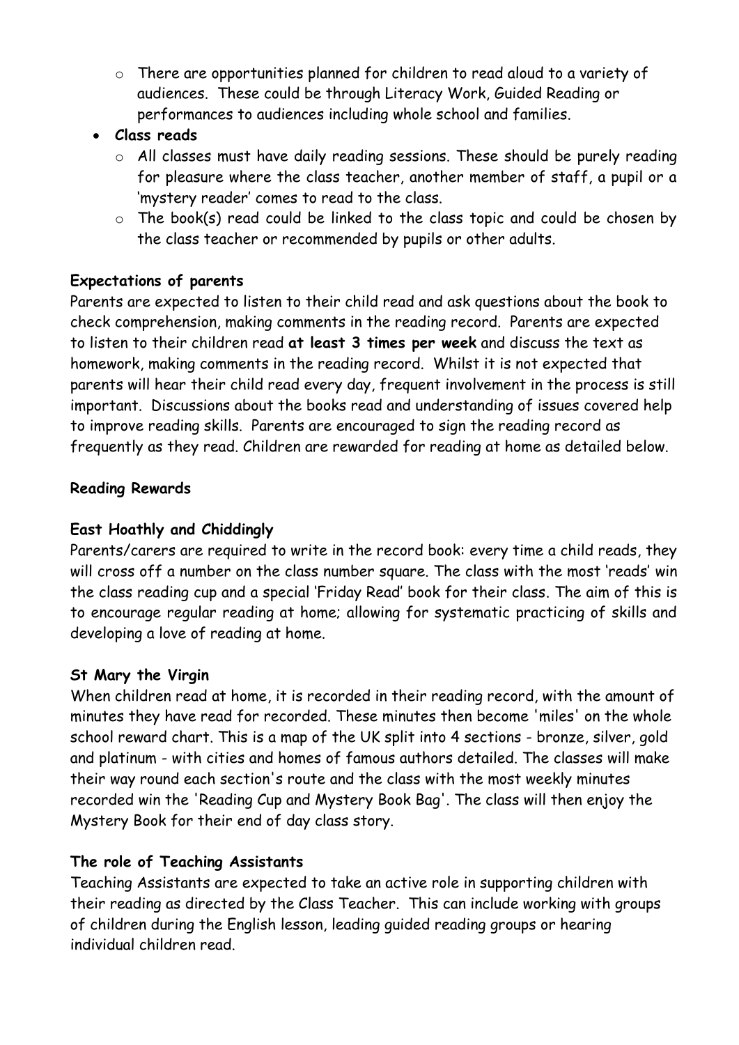- There are opportunities planned for children to read aloud to a variety of audiences. These could be through Literacy Work, Guided Reading or performances to audiences including whole school and families.
- **Class reads**
    - All classes must have daily reading sessions. These should be purely reading for pleasure where the class teacher, another member of staff, a pupil or a 'mystery reader' comes to read to the class.
    - The book(s) read could be linked to the class topic and could be chosen by the class teacher or recommended by pupils or other adults.

**Expectations of parents**

Parents are expected to listen to their child read and ask questions about the book to check comprehension, making comments in the reading record. Parents are expected to listen to their children read **at least 3 times per week** and discuss the text as homework, making comments in the reading record. Whilst it is not expected that parents will hear their child read every day, frequent involvement in the process is still important. Discussions about the books read and understanding of issues covered help to improve reading skills. Parents are encouraged to sign the reading record as frequently as they read. Children are rewarded for reading at home as detailed below.

**Reading Rewards**

**East Hoathly and Chiddingly**

Parents/carers are required to write in the record book: every time a child reads, they will cross off a number on the class number square. The class with the most 'reads' win the class reading cup and a special 'Friday Read' book for their class. The aim of this is to encourage regular reading at home; allowing for systematic practicing of skills and developing a love of reading at home.

**St Mary the Virgin**

When children read at home, it is recorded in their reading record, with the amount of minutes they have read for recorded. These minutes then become 'miles' on the whole school reward chart. This is a map of the UK split into 4 sections - bronze, silver, gold and platinum - with cities and homes of famous authors detailed. The classes will make their way round each section's route and the class with the most weekly minutes recorded win the 'Reading Cup and Mystery Book Bag'. The class will then enjoy the Mystery Book for their end of day class story.

**The role of Teaching Assistants**

Teaching Assistants are expected to take an active role in supporting children with their reading as directed by the Class Teacher. This can include working with groups of children during the English lesson, leading guided reading groups or hearing individual children read.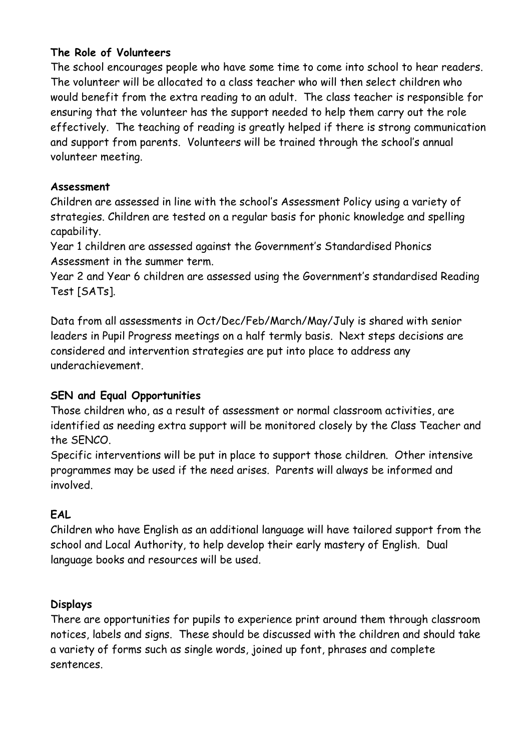**The Role of Volunteers**

The school encourages people who have some time to come into school to hear readers. The volunteer will be allocated to a class teacher who will then select children who would benefit from the extra reading to an adult. The class teacher is responsible for ensuring that the volunteer has the support needed to help them carry out the role effectively. The teaching of reading is greatly helped if there is strong communication and support from parents. Volunteers will be trained through the school's annual volunteer meeting.

**Assessment**

Children are assessed in line with the school's Assessment Policy using a variety of strategies. Children are tested on a regular basis for phonic knowledge and spelling capability.

Year 1 children are assessed against the Government's Standardised Phonics Assessment in the summer term.

Year 2 and Year 6 children are assessed using the Government's standardised Reading Test [SATs].

Data from all assessments in Oct/Dec/Feb/March/May/July is shared with senior leaders in Pupil Progress meetings on a half termly basis. Next steps decisions are considered and intervention strategies are put into place to address any underachievement.

**SEN and Equal Opportunities**

Those children who, as a result of assessment or normal classroom activities, are identified as needing extra support will be monitored closely by the Class Teacher and the SENCO.

Specific interventions will be put in place to support those children. Other intensive programmes may be used if the need arises. Parents will always be informed and involved.

**EAL**

Children who have English as an additional language will have tailored support from the school and Local Authority, to help develop their early mastery of English. Dual language books and resources will be used.

**Displays**

There are opportunities for pupils to experience print around them through classroom notices, labels and signs. These should be discussed with the children and should take a variety of forms such as single words, joined up font, phrases and complete sentences.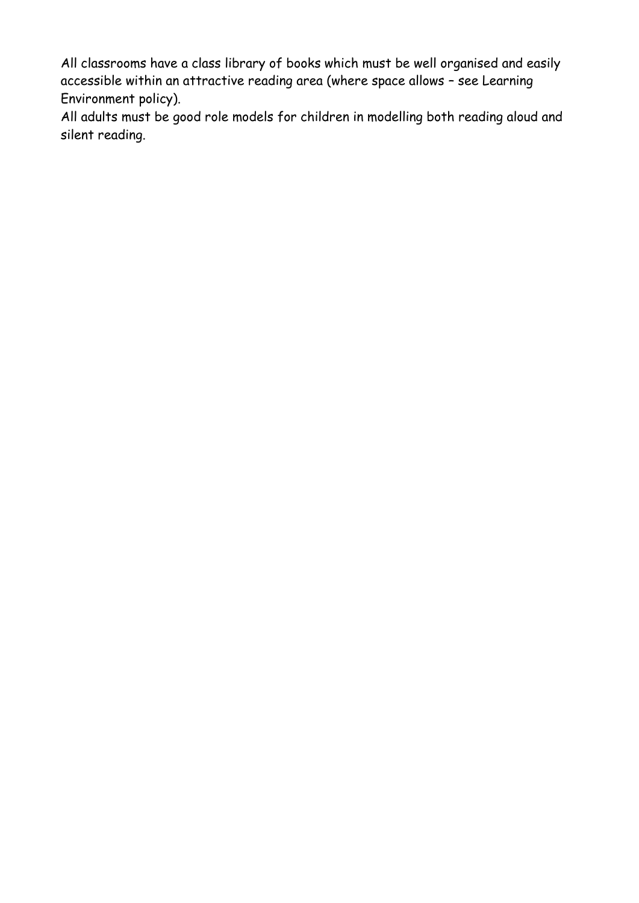All classrooms have a class library of books which must be well organised and easily accessible within an attractive reading area (where space allows – see Learning Environment policy).

All adults must be good role models for children in modelling both reading aloud and silent reading.